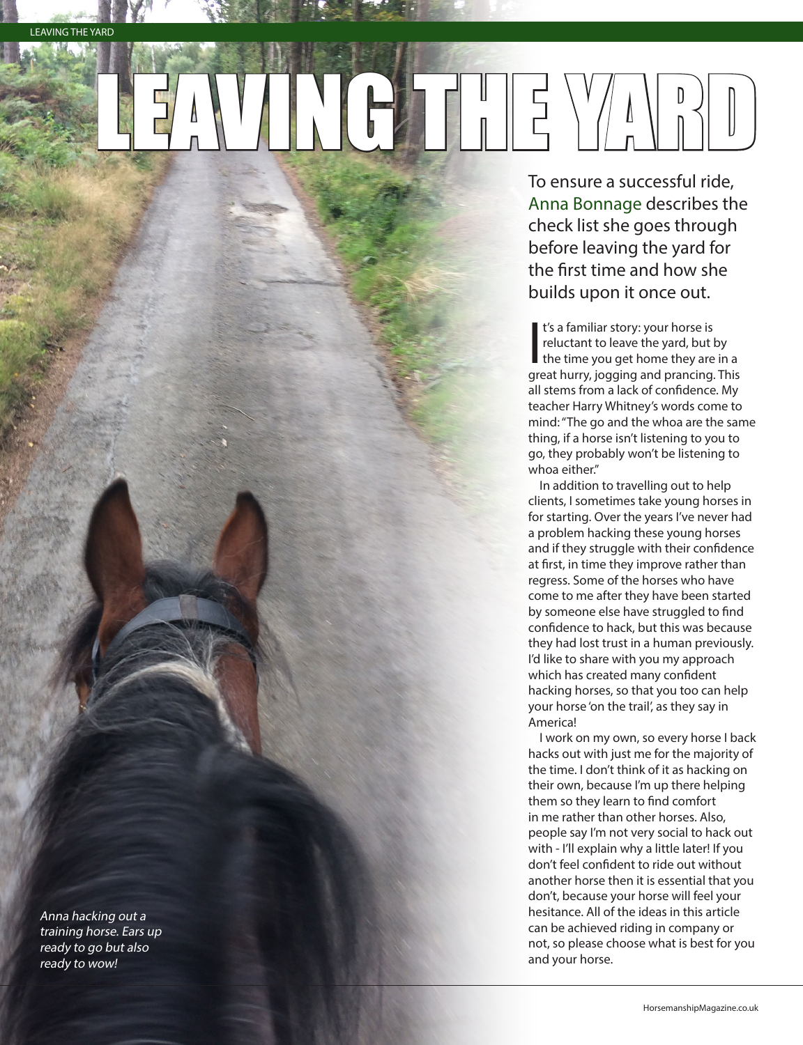# LEAVING THE YARD

To ensure a successful ride, Anna Bonnage describes the check list she goes through before leaving the yard for the first time and how she builds upon it once out.

It's a familiar story: your horse is reluctant to leave the yard, but by the time you get home they are in a great hurry, jogging and prancing. This all stems from a lack of confidence. My teacher Harry Whitney's words come to mind: "The go and the whoa are the same thing, if a horse isn't listening to you to go, they probably won't be listening to whoa either."

In addition to travelling out to help clients, I sometimes take young horses in for starting. Over the years I've never had a problem hacking these young horses and if they struggle with their confidence at first, in time they improve rather than regress. Some of the horses who have come to me after they have been started by someone else have struggled to find confidence to hack, but this was because they had lost trust in a human previously. I'd like to share with you my approach which has created many confident hacking horses, so that you too can help your horse 'on the trail', as they say in America!

I work on my own, so every horse I back hacks out with just me for the majority of the time. I don't think of it as hacking on their own, because I'm up there helping them so they learn to find comfort in me rather than other horses. Also, people say I'm not very social to hack out with - I'll explain why a little later! If you don't feel confident to ride out without another horse then it is essential that you don't, because your horse will feel your hesitance. All of the ideas in this article can be achieved riding in company or not, so please choose what is best for you and your horse.

*Anna hacking out a training horse. Ears up ready to go but also ready to wow!*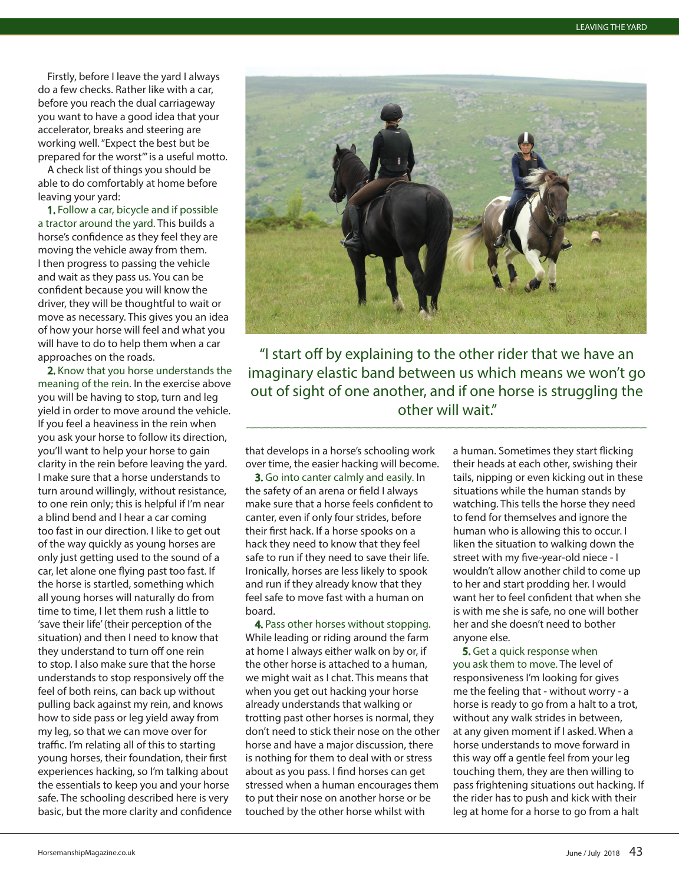Firstly, before I leave the yard I always do a few checks. Rather like with a car, before you reach the dual carriageway you want to have a good idea that your accelerator, breaks and steering are working well. "Expect the best but be prepared for the worst'" is a useful motto.

A check list of things you should be able to do comfortably at home before leaving your yard:

**1.** Follow a car, bicycle and if possible a tractor around the yard. This builds a horse's confidence as they feel they are moving the vehicle away from them. I then progress to passing the vehicle and wait as they pass us. You can be confident because you will know the driver, they will be thoughtful to wait or move as necessary. This gives you an idea of how your horse will feel and what you will have to do to help them when a car approaches on the roads.

**2.** Know that you horse understands the meaning of the rein. In the exercise above you will be having to stop, turn and leg yield in order to move around the vehicle. If you feel a heaviness in the rein when you ask your horse to follow its direction, you'll want to help your horse to gain clarity in the rein before leaving the yard. I make sure that a horse understands to turn around willingly, without resistance, to one rein only; this is helpful if I'm near a blind bend and I hear a car coming too fast in our direction. I like to get out of the way quickly as young horses are only just getting used to the sound of a car, let alone one flying past too fast. If the horse is startled, something which all young horses will naturally do from time to time, I let them rush a little to 'save their life' (their perception of the situation) and then I need to know that they understand to turn off one rein to stop. I also make sure that the horse understands to stop responsively off the feel of both reins, can back up without pulling back against my rein, and knows how to side pass or leg yield away from my leg, so that we can move over for traffic. I'm relating all of this to starting young horses, their foundation, their first experiences hacking, so I'm talking about the essentials to keep you and your horse safe. The schooling described here is very basic, but the more clarity and confidence that develops in a horse's schooling work over time, the easier hacking will become.

"I start off by explaining to the other rider that we have an imaginary elastic band between us which means we won't go out of sight of one another, and if one horse is struggling the other will wait."

**3.** Go into canter calmly and easily. In the safety of an arena or field I always make sure that a horse feels confident to canter, even if only four strides, before their first hack. If a horse spooks on a hack they need to know that they feel safe to run if they need to save their life. Ironically, horses are less likely to spook and run if they already know that they feel safe to move fast with a human on board.

**4.** Pass other horses without stopping. While leading or riding around the farm at home I always either walk on by or, if the other horse is attached to a human, we might wait as I chat. This means that when you get out hacking your horse already understands that walking or trotting past other horses is normal, they don't need to stick their nose on the other horse and have a major discussion, there is nothing for them to deal with or stress about as you pass. I find horses can get stressed when a human encourages them to put their nose on another horse or be touched by the other horse whilst with a human. Sometimes they start flicking their heads at each other, swishing their tails, nipping or even kicking out in these situations while the human stands by watching. This tells the horse they need to fend for themselves and ignore the human who is allowing this to occur. I liken the situation to walking down the street with my five-year-old niece - I wouldn't allow another child to come up to her and start prodding her. I would want her to feel confident that when she is with me she is safe, no one will bother her and she doesn't need to bother anyone else.

**5.** Get a quick response when you ask them to move. The level of responsiveness I'm looking for gives me the feeling that - without worry - a horse is ready to go from a halt to a trot, without any walk strides in between, at any given moment if I asked. When a horse understands to move forward in this way off a gentle feel from your leg touching them, they are then willing to pass frightening situations out hacking. If the rider has to push and kick with their leg at home for a horse to go from a halt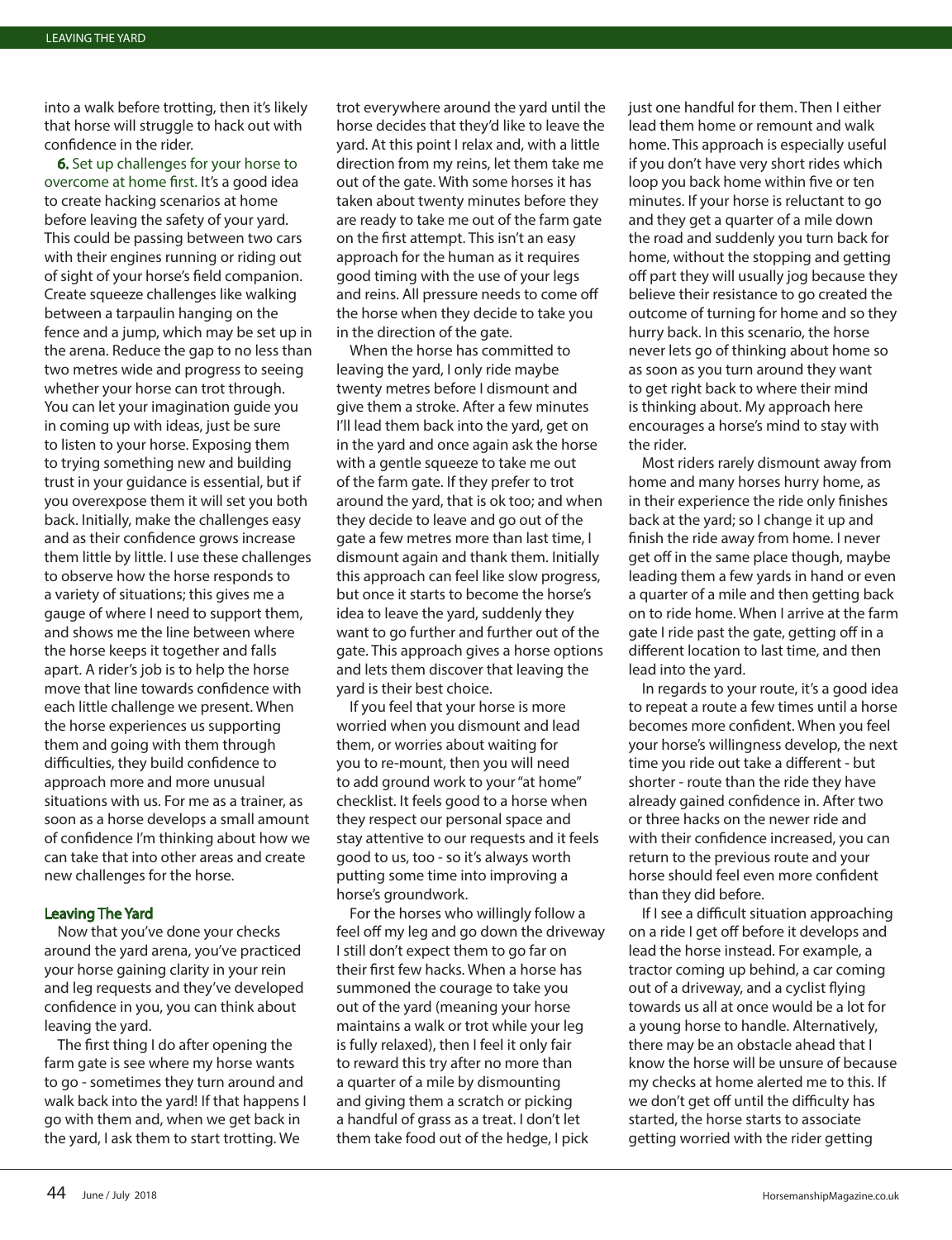into a walk before trotting, then it's likely that horse will struggle to hack out with confidence in the rider.

**6.** Set up challenges for your horse to overcome at home first. It's a good idea to create hacking scenarios at home before leaving the safety of your yard. This could be passing between two cars with their engines running or riding out of sight of your horse's field companion. Create squeeze challenges like walking between a tarpaulin hanging on the fence and a jump, which may be set up in the arena. Reduce the gap to no less than two metres wide and progress to seeing whether your horse can trot through. You can let your imagination guide you in coming up with ideas, just be sure to listen to your horse. Exposing them to trying something new and building trust in your guidance is essential, but if you overexpose them it will set you both back. Initially, make the challenges easy and as their confidence grows increase them little by little. I use these challenges to observe how the horse responds to a variety of situations; this gives me a gauge of where I need to support them, and shows me the line between where the horse keeps it together and falls apart. A rider's job is to help the horse move that line towards confidence with each little challenge we present. When the horse experiences us supporting them and going with them through difficulties, they build confidence to approach more and more unusual situations with us. For me as a trainer, as soon as a horse develops a small amount of confidence I'm thinking about how we can take that into other areas and create new challenges for the horse.

### Leaving The Yard

Now that you've done your checks around the yard arena, you've practiced your horse gaining clarity in your rein and leg requests and they've developed confidence in you, you can think about leaving the yard.

The first thing I do after opening the farm gate is see where my horse wants to go - sometimes they turn around and walk back into the yard! If that happens I go with them and, when we get back in the yard, I ask them to start trotting. We trot everywhere around the yard until the horse decides that they'd like to leave the yard. At this point I relax and, with a little direction from my reins, let them take me out of the gate. With some horses it has taken about twenty minutes before they are ready to take me out of the farm gate on the first attempt. This isn't an easy approach for the human as it requires good timing with the use of your legs and reins. All pressure needs to come off the horse when they decide to take you in the direction of the gate.

When the horse has committed to leaving the yard, I only ride maybe twenty metres before I dismount and give them a stroke. After a few minutes I'll lead them back into the yard, get on in the yard and once again ask the horse with a gentle squeeze to take me out of the farm gate. If they prefer to trot around the yard, that is ok too; and when they decide to leave and go out of the gate a few metres more than last time, I dismount again and thank them. Initially this approach can feel like slow progress, but once it starts to become the horse's idea to leave the yard, suddenly they want to go further and further out of the gate. This approach gives a horse options and lets them discover that leaving the yard is their best choice.

If you feel that your horse is more worried when you dismount and lead them, or worries about waiting for you to re-mount, then you will need to add ground work to your "at home" checklist. It feels good to a horse when they respect our personal space and stay attentive to our requests and it feels good to us, too - so it's always worth putting some time into improving a horse's groundwork.

For the horses who willingly follow a feel off my leg and go down the driveway I still don't expect them to go far on their first few hacks. When a horse has summoned the courage to take you out of the yard (meaning your horse maintains a walk or trot while your leg is fully relaxed), then I feel it only fair to reward this try after no more than a quarter of a mile by dismounting and giving them a scratch or picking a handful of grass as a treat. I don't let them take food out of the hedge, I pick just one handful for them. Then I either lead them home or remount and walk home. This approach is especially useful if you don't have very short rides which loop you back home within five or ten minutes. If your horse is reluctant to go and they get a quarter of a mile down the road and suddenly you turn back for home, without the stopping and getting off part they will usually jog because they believe their resistance to go created the outcome of turning for home and so they hurry back. In this scenario, the horse never lets go of thinking about home so as soon as you turn around they want to get right back to where their mind is thinking about. My approach here encourages a horse's mind to stay with the rider.

Most riders rarely dismount away from home and many horses hurry home, as in their experience the ride only finishes back at the yard; so I change it up and finish the ride away from home. I never get off in the same place though, maybe leading them a few yards in hand or even a quarter of a mile and then getting back on to ride home. When I arrive at the farm gate I ride past the gate, getting off in a different location to last time, and then lead into the yard.

In regards to your route, it's a good idea to repeat a route a few times until a horse becomes more confident. When you feel your horse's willingness develop, the next time you ride out take a different - but shorter - route than the ride they have already gained confidence in. After two or three hacks on the newer ride and with their confidence increased, you can return to the previous route and your horse should feel even more confident than they did before.

If I see a difficult situation approaching on a ride I get off before it develops and lead the horse instead. For example, a tractor coming up behind, a car coming out of a driveway, and a cyclist flying towards us all at once would be a lot for a young horse to handle. Alternatively, there may be an obstacle ahead that I know the horse will be unsure of because my checks at home alerted me to this. If we don't get off until the difficulty has started, the horse starts to associate getting worried with the rider getting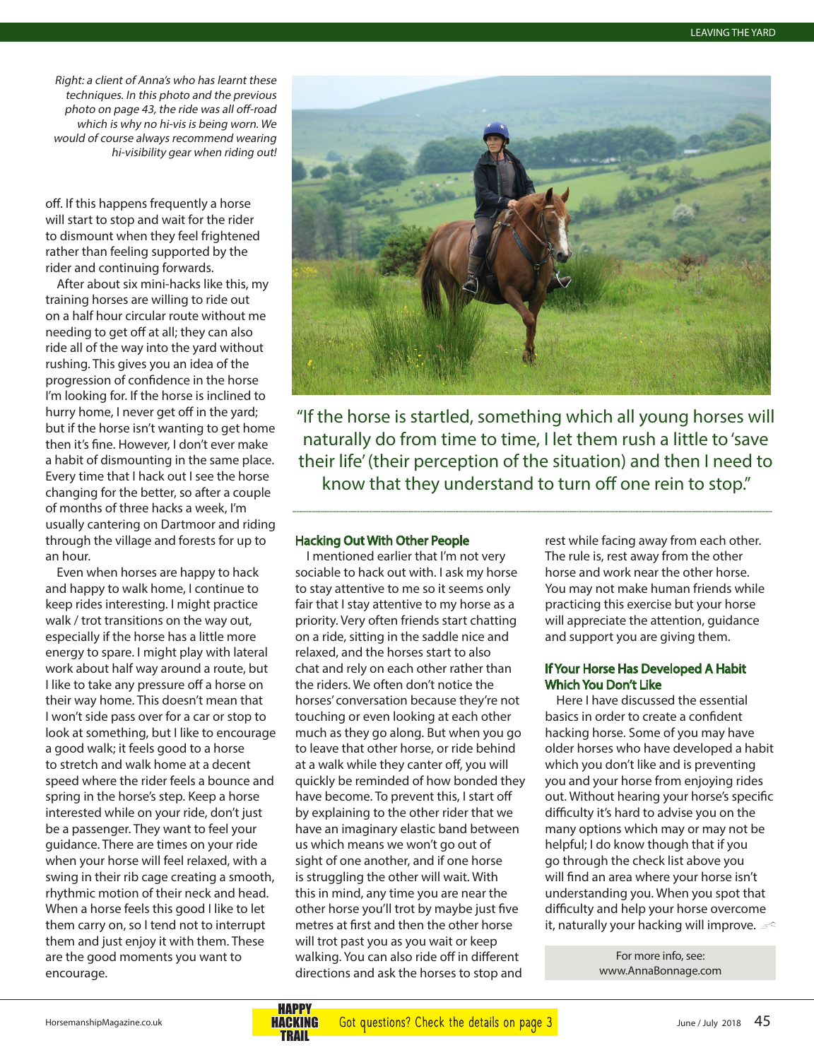*Right: a client of Anna's who has learnt these techniques. In this photo and the previous photo on page 43, the ride was all off-road which is why no hi-vis is being worn. We would of course always recommend wearing hi-visibility gear when riding out!*

off. If this happens frequently a horse will start to stop and wait for the rider to dismount when they feel frightened rather than feeling supported by the rider and continuing forwards.

After about six mini-hacks like this, my training horses are willing to ride out on a half hour circular route without me needing to get off at all; they can also ride all of the way into the yard without rushing. This gives you an idea of the progression of confidence in the horse I'm looking for. If the horse is inclined to hurry home, I never get off in the yard; but if the horse isn't wanting to get home then it's fine. However, I don't ever make a habit of dismounting in the same place. Every time that I hack out I see the horse changing for the better, so after a couple of months of three hacks a week, I'm usually cantering on Dartmoor and riding through the village and forests for up to an hour.

Even when horses are happy to hack and happy to walk home, I continue to keep rides interesting. I might practice walk / trot transitions on the way out, especially if the horse has a little more energy to spare. I might play with lateral work about half way around a route, but I like to take any pressure off a horse on their way home. This doesn't mean that I won't side pass over for a car or stop to look at something, but I like to encourage a good walk; it feels good to a horse to stretch and walk home at a decent speed where the rider feels a bounce and spring in the horse's step. Keep a horse interested while on your ride, don't just be a passenger. They want to feel your guidance. There are times on your ride when your horse will feel relaxed, with a swing in their rib cage creating a smooth, rhythmic motion of their neck and head. When a horse feels this good I like to let them carry on, so I tend not to interrupt them and just enjoy it with them. These are the good moments you want to encourage.

"If the horse is startled, something which all young horses will naturally do from time to time, I let them rush a little to 'save their life' (their perception of the situation) and then I need to know that they understand to turn off one rein to stop."

## Hacking Out With Other People

I mentioned earlier that I'm not very sociable to hack out with. I ask my horse to stay attentive to me so it seems only fair that I stay attentive to my horse as a priority. Very often friends start chatting on a ride, sitting in the saddle nice and relaxed, and the horses start to also chat and rely on each other rather than the riders. We often don't notice the horses' conversation because they're not touching or even looking at each other much as they go along. But when you go to leave that other horse, or ride behind at a walk while they canter off, you will quickly be reminded of how bonded they have become. To prevent this, I start off by explaining to the other rider that we have an imaginary elastic band between us which means we won't go out of sight of one another, and if one horse is struggling the other will wait. With this in mind, any time you are near the other horse you'll trot by maybe just five metres at first and then the other horse will trot past you as you wait or keep walking. You can also ride off in different directions and ask the horses to stop and rest while facing away from each other. The rule is, rest away from the other horse and work near the other horse. You may not make human friends while practicing this exercise but your horse will appreciate the attention, guidance and support you are giving them.

## If Your Horse Has Developed A Habit Which You Don't Like

Here I have discussed the essential basics in order to create a confident hacking horse. Some of you may have older horses who have developed a habit which you don't like and is preventing you and your horse from enjoying rides out. Without hearing your horse's specific difficulty it's hard to advise you on the many options which may or may not be helpful; I do know though that if you go through the check list above you will find an area where your horse isn't understanding you. When you spot that difficulty and help your horse overcome it, naturally your hacking will improve.

For more info, see:
www.AnnaBonnage.com

HAPPY HACKING TRAIL — Got questions? Check the details on page 3